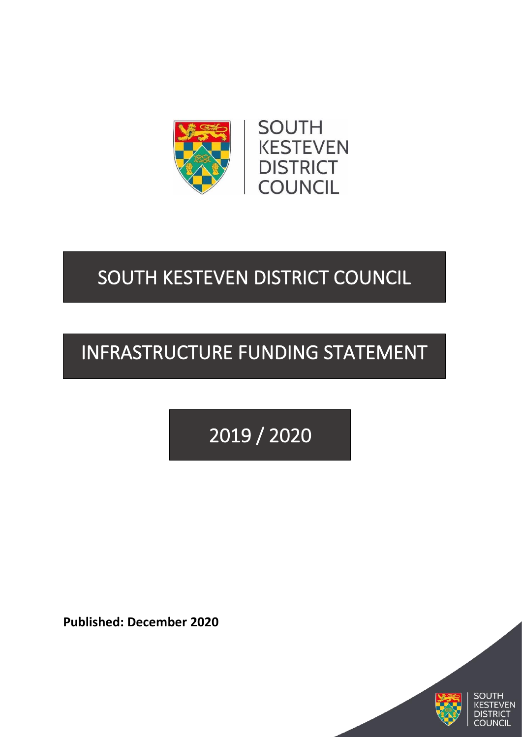# SOUTH KESTEVEN DISTRICT COUNCIL

# INFRASTRUCTURE FUNDING STATEMENT

## 2019 / 2020

**Published: December 2020**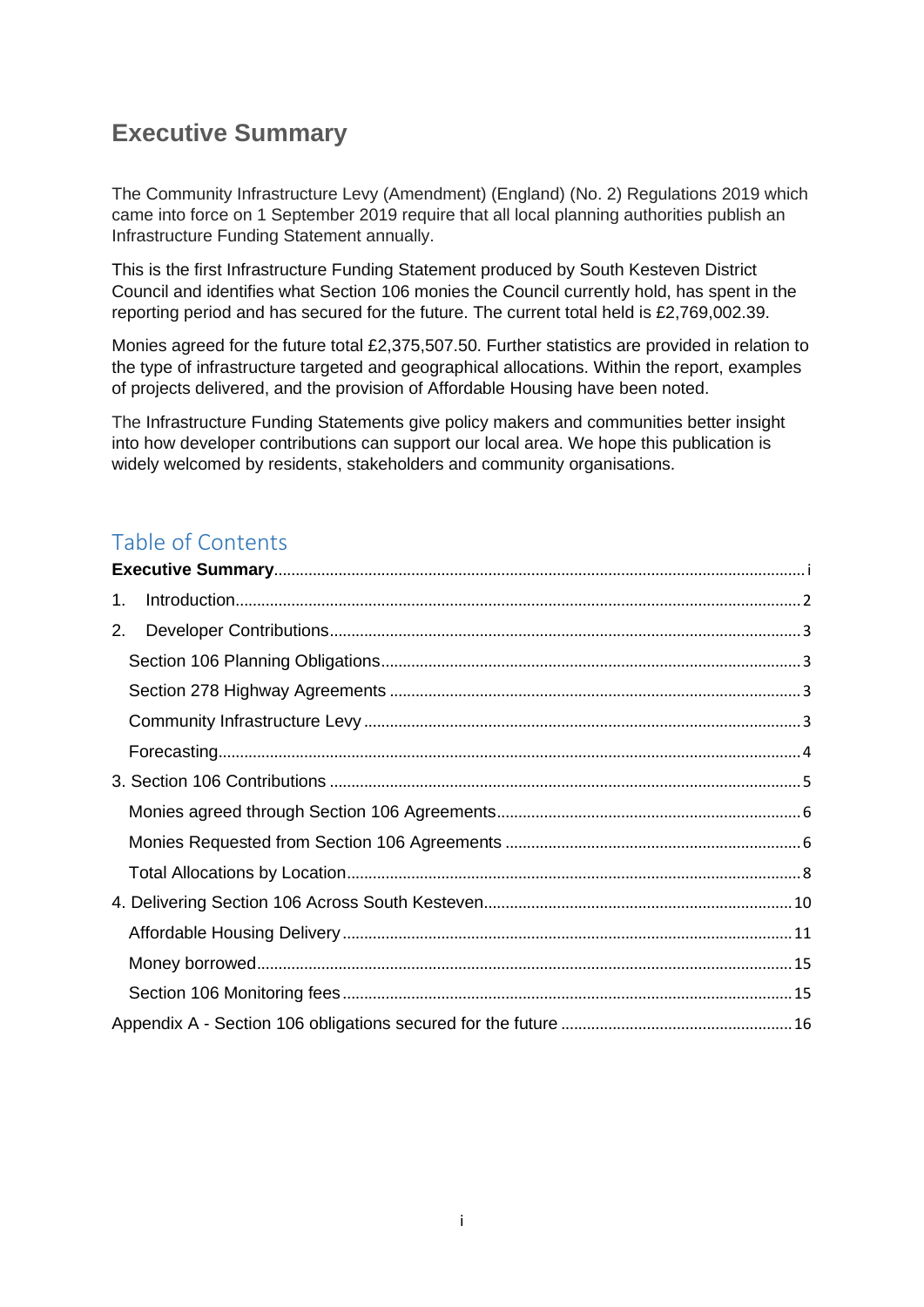# Executive Summary

The Community Infrastructure Levy (Amendment) (England) (No. 2) Regulations 2019 which came into force on 1 September 2019 require that all local planning authorities publish an Infrastructure Funding Statement annually.

This is the first Infrastructure Funding Statement produced by South Kesteven District Council and identifies what Section 106 monies the Council currently hold, has spent in the reporting period and has secured for the future. The current total held is £2,769,002.39.

Monies agreed for the future total £2,375,507.50. Further statistics are provided in relation to the type of infrastructure targeted and geographical allocations. Within the report, examples of projects delivered, and the provision of Affordable Housing have been noted.

The Infrastructure Funding Statements give policy makers and communities better insight into how developer contributions can support our local area. We hope this publication is widely welcomed by residents, stakeholders and community organisations.

## Table of Contents

**Executive Summary** .......... i

1. Introduction .......... 2
2. Developer Contributions .......... 3
   - Section 106 Planning Obligations .......... 3
   - Section 278 Highway Agreements .......... 3
   - Community Infrastructure Levy .......... 3
   - Forecasting .......... 4

3. Section 106 Contributions .......... 5
   - Monies agreed through Section 106 Agreements .......... 6
   - Monies Requested from Section 106 Agreements .......... 6
   - Total Allocations by Location .......... 8

4. Delivering Section 106 Across South Kesteven .......... 10
   - Affordable Housing Delivery .......... 11
   - Money borrowed .......... 15
   - Section 106 Monitoring fees .......... 15

Appendix A - Section 106 obligations secured for the future .......... 16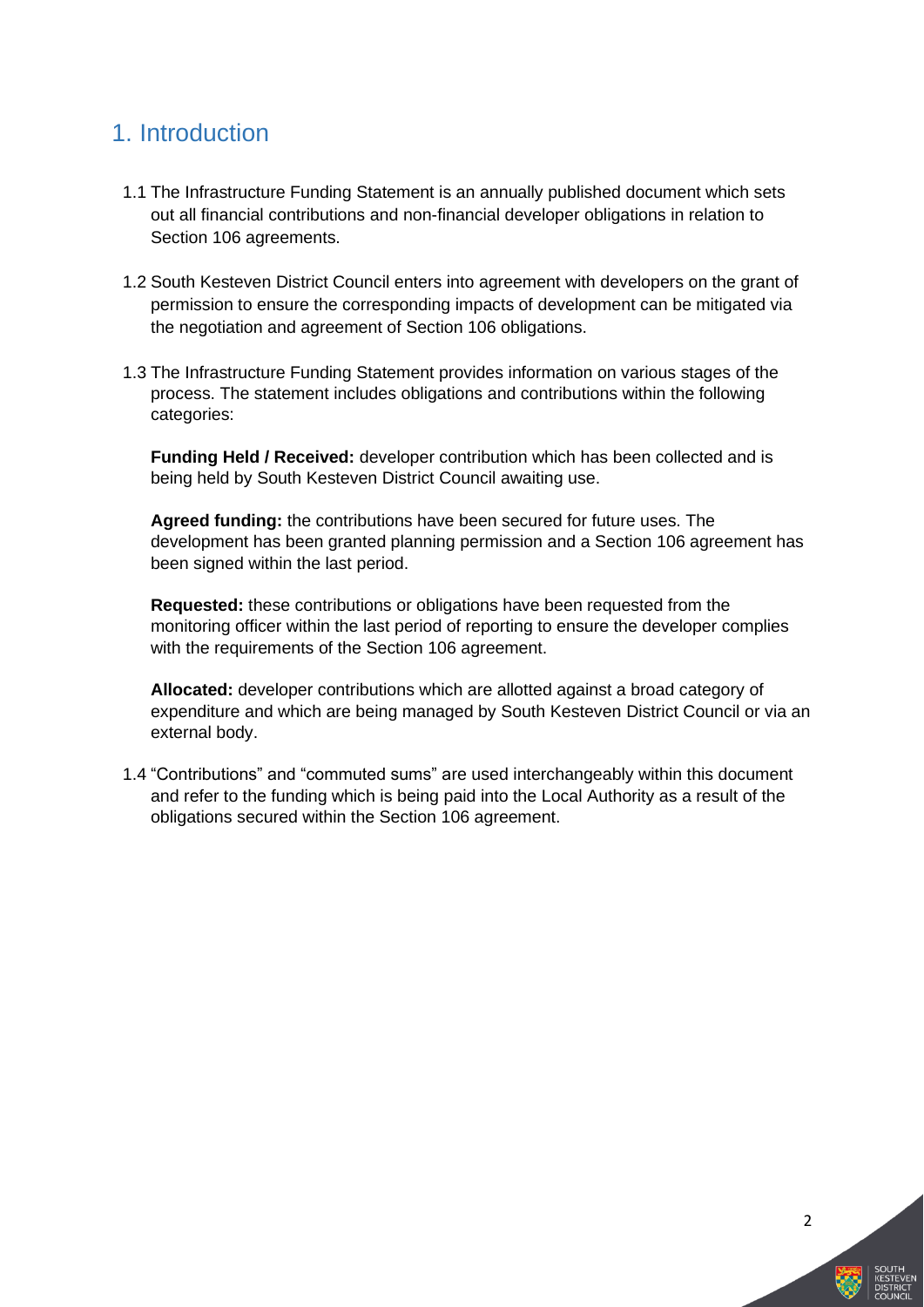# 1. Introduction

1.1 The Infrastructure Funding Statement is an annually published document which sets out all financial contributions and non-financial developer obligations in relation to Section 106 agreements.

1.2 South Kesteven District Council enters into agreement with developers on the grant of permission to ensure the corresponding impacts of development can be mitigated via the negotiation and agreement of Section 106 obligations.

1.3 The Infrastructure Funding Statement provides information on various stages of the process. The statement includes obligations and contributions within the following categories:

**Funding Held / Received:** developer contribution which has been collected and is being held by South Kesteven District Council awaiting use.

**Agreed funding:** the contributions have been secured for future uses. The development has been granted planning permission and a Section 106 agreement has been signed within the last period.

**Requested:** these contributions or obligations have been requested from the monitoring officer within the last period of reporting to ensure the developer complies with the requirements of the Section 106 agreement.

**Allocated:** developer contributions which are allotted against a broad category of expenditure and which are being managed by South Kesteven District Council or via an external body.

1.4 "Contributions" and "commuted sums" are used interchangeably within this document and refer to the funding which is being paid into the Local Authority as a result of the obligations secured within the Section 106 agreement.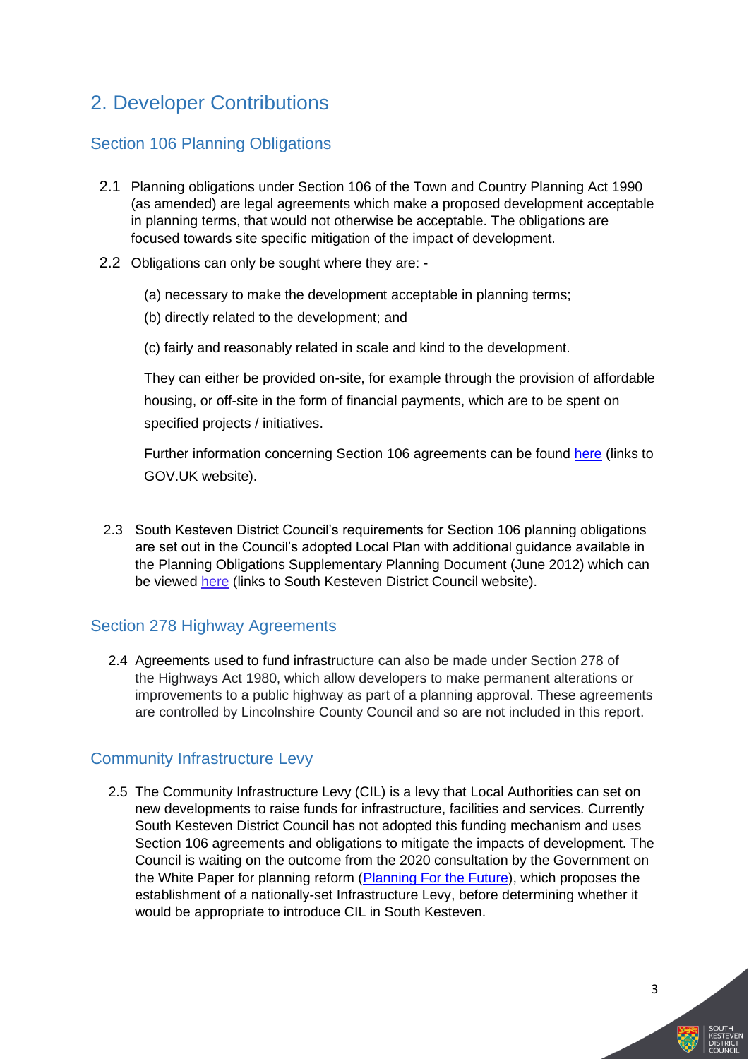## 2. Developer Contributions

### Section 106 Planning Obligations

2.1 Planning obligations under Section 106 of the Town and Country Planning Act 1990 (as amended) are legal agreements which make a proposed development acceptable in planning terms, that would not otherwise be acceptable. The obligations are focused towards site specific mitigation of the impact of development.

2.2 Obligations can only be sought where they are: -

(a) necessary to make the development acceptable in planning terms;

(b) directly related to the development; and

(c) fairly and reasonably related in scale and kind to the development.

They can either be provided on-site, for example through the provision of affordable housing, or off-site in the form of financial payments, which are to be spent on specified projects / initiatives.

Further information concerning Section 106 agreements can be found here (links to GOV.UK website).

2.3 South Kesteven District Council's requirements for Section 106 planning obligations are set out in the Council's adopted Local Plan with additional guidance available in the Planning Obligations Supplementary Planning Document (June 2012) which can be viewed here (links to South Kesteven District Council website).

### Section 278 Highway Agreements

2.4 Agreements used to fund infrastructure can also be made under Section 278 of the Highways Act 1980, which allow developers to make permanent alterations or improvements to a public highway as part of a planning approval. These agreements are controlled by Lincolnshire County Council and so are not included in this report.

### Community Infrastructure Levy

2.5 The Community Infrastructure Levy (CIL) is a levy that Local Authorities can set on new developments to raise funds for infrastructure, facilities and services. Currently South Kesteven District Council has not adopted this funding mechanism and uses Section 106 agreements and obligations to mitigate the impacts of development. The Council is waiting on the outcome from the 2020 consultation by the Government on the White Paper for planning reform (Planning For the Future), which proposes the establishment of a nationally-set Infrastructure Levy, before determining whether it would be appropriate to introduce CIL in South Kesteven.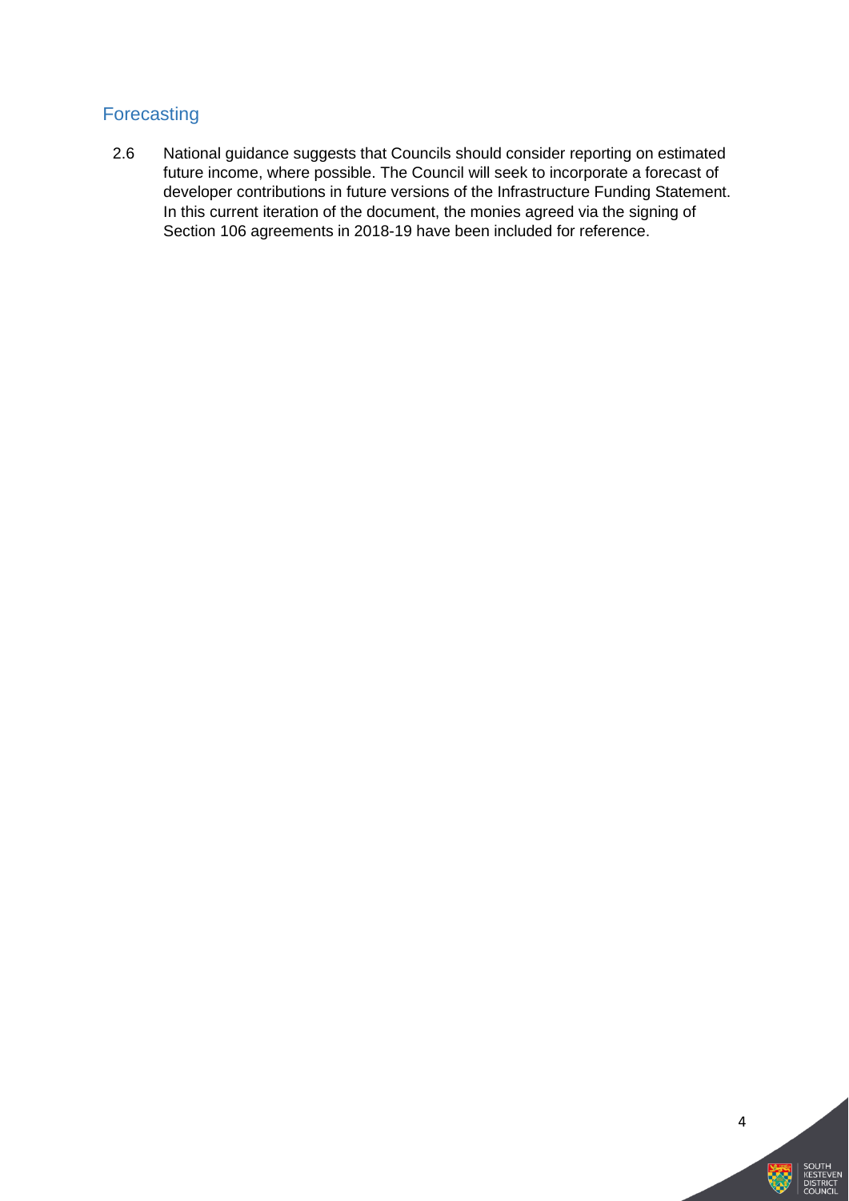## Forecasting

2.6 National guidance suggests that Councils should consider reporting on estimated future income, where possible. The Council will seek to incorporate a forecast of developer contributions in future versions of the Infrastructure Funding Statement. In this current iteration of the document, the monies agreed via the signing of Section 106 agreements in 2018-19 have been included for reference.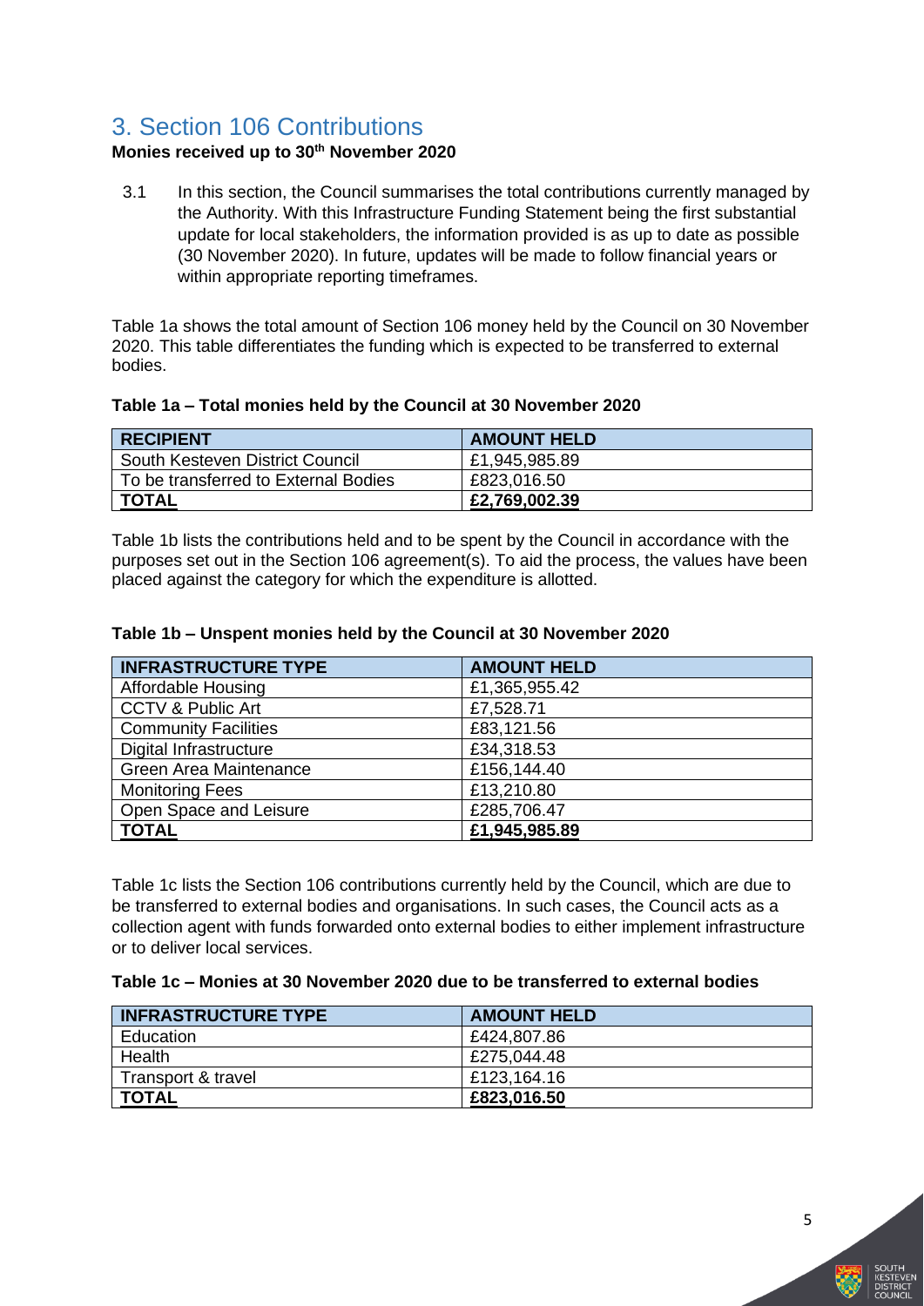## 3. Section 106 Contributions

**Monies received up to 30th November 2020**

3.1 In this section, the Council summarises the total contributions currently managed by the Authority. With this Infrastructure Funding Statement being the first substantial update for local stakeholders, the information provided is as up to date as possible (30 November 2020). In future, updates will be made to follow financial years or within appropriate reporting timeframes.

Table 1a shows the total amount of Section 106 money held by the Council on 30 November 2020. This table differentiates the funding which is expected to be transferred to external bodies.

**Table 1a – Total monies held by the Council at 30 November 2020**

| RECIPIENT | AMOUNT HELD |
|---|---|
| South Kesteven District Council | £1,945,985.89 |
| To be transferred to External Bodies | £823,016.50 |
| **TOTAL** | **£2,769,002.39** |

Table 1b lists the contributions held and to be spent by the Council in accordance with the purposes set out in the Section 106 agreement(s). To aid the process, the values have been placed against the category for which the expenditure is allotted.

**Table 1b – Unspent monies held by the Council at 30 November 2020**

| INFRASTRUCTURE TYPE | AMOUNT HELD |
|---|---|
| Affordable Housing | £1,365,955.42 |
| CCTV & Public Art | £7,528.71 |
| Community Facilities | £83,121.56 |
| Digital Infrastructure | £34,318.53 |
| Green Area Maintenance | £156,144.40 |
| Monitoring Fees | £13,210.80 |
| Open Space and Leisure | £285,706.47 |
| **TOTAL** | **£1,945,985.89** |

Table 1c lists the Section 106 contributions currently held by the Council, which are due to be transferred to external bodies and organisations. In such cases, the Council acts as a collection agent with funds forwarded onto external bodies to either implement infrastructure or to deliver local services.

**Table 1c – Monies at 30 November 2020 due to be transferred to external bodies**

| INFRASTRUCTURE TYPE | AMOUNT HELD |
|---|---|
| Education | £424,807.86 |
| Health | £275,044.48 |
| Transport & travel | £123,164.16 |
| **TOTAL** | **£823,016.50** |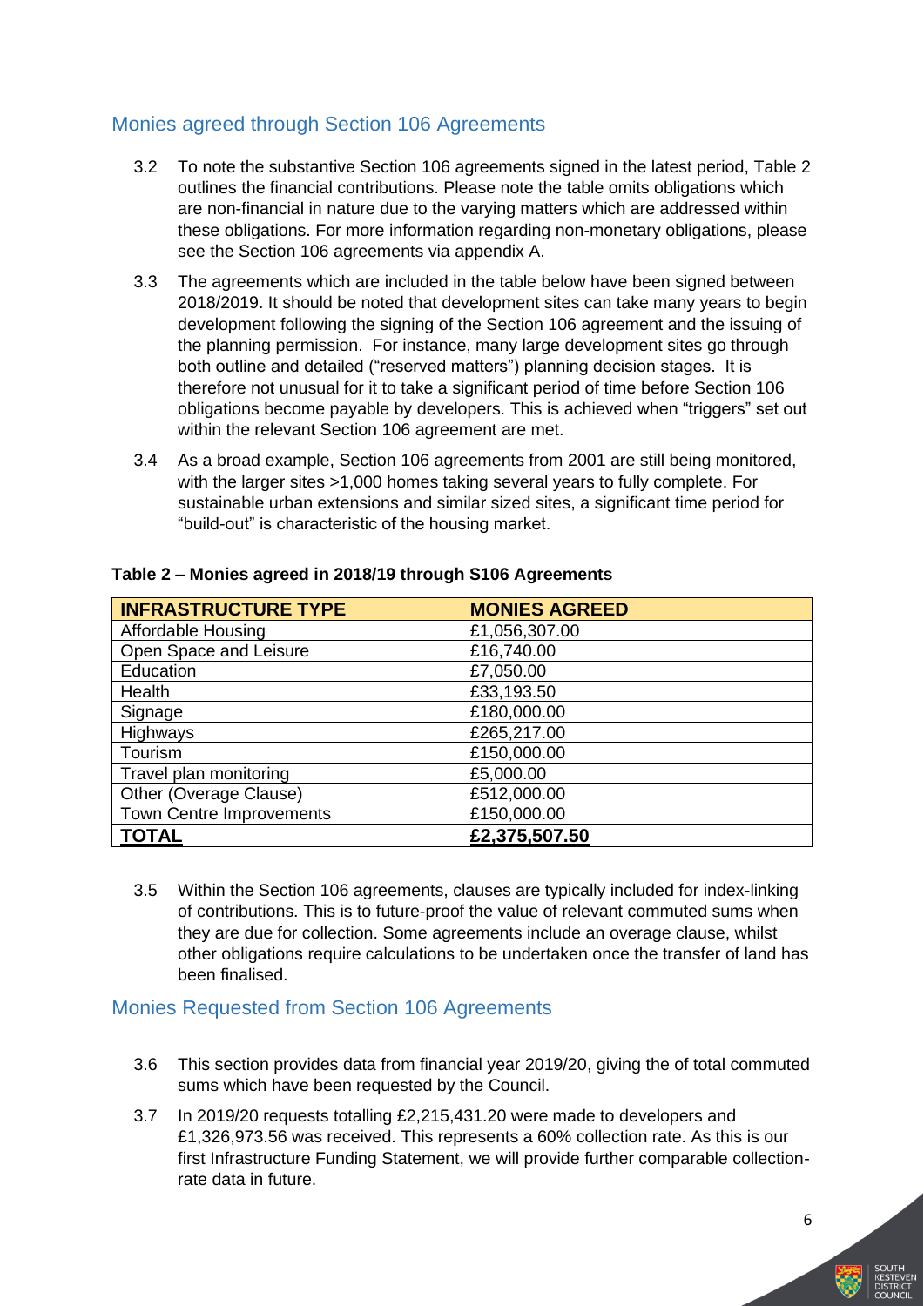## Monies agreed through Section 106 Agreements

3.2 To note the substantive Section 106 agreements signed in the latest period, Table 2 outlines the financial contributions. Please note the table omits obligations which are non-financial in nature due to the varying matters which are addressed within these obligations. For more information regarding non-monetary obligations, please see the Section 106 agreements via appendix A.

3.3 The agreements which are included in the table below have been signed between 2018/2019. It should be noted that development sites can take many years to begin development following the signing of the Section 106 agreement and the issuing of the planning permission. For instance, many large development sites go through both outline and detailed ("reserved matters") planning decision stages. It is therefore not unusual for it to take a significant period of time before Section 106 obligations become payable by developers. This is achieved when "triggers" set out within the relevant Section 106 agreement are met.

3.4 As a broad example, Section 106 agreements from 2001 are still being monitored, with the larger sites >1,000 homes taking several years to fully complete. For sustainable urban extensions and similar sized sites, a significant time period for "build-out" is characteristic of the housing market.

**Table 2 – Monies agreed in 2018/19 through S106 Agreements**

| INFRASTRUCTURE TYPE | MONIES AGREED |
|---|---|
| Affordable Housing | £1,056,307.00 |
| Open Space and Leisure | £16,740.00 |
| Education | £7,050.00 |
| Health | £33,193.50 |
| Signage | £180,000.00 |
| Highways | £265,217.00 |
| Tourism | £150,000.00 |
| Travel plan monitoring | £5,000.00 |
| Other (Overage Clause) | £512,000.00 |
| Town Centre Improvements | £150,000.00 |
| **TOTAL** | **£2,375,507.50** |

3.5 Within the Section 106 agreements, clauses are typically included for index-linking of contributions. This is to future-proof the value of relevant commuted sums when they are due for collection. Some agreements include an overage clause, whilst other obligations require calculations to be undertaken once the transfer of land has been finalised.

## Monies Requested from Section 106 Agreements

3.6 This section provides data from financial year 2019/20, giving the of total commuted sums which have been requested by the Council.

3.7 In 2019/20 requests totalling £2,215,431.20 were made to developers and £1,326,973.56 was received. This represents a 60% collection rate. As this is our first Infrastructure Funding Statement, we will provide further comparable collection-rate data in future.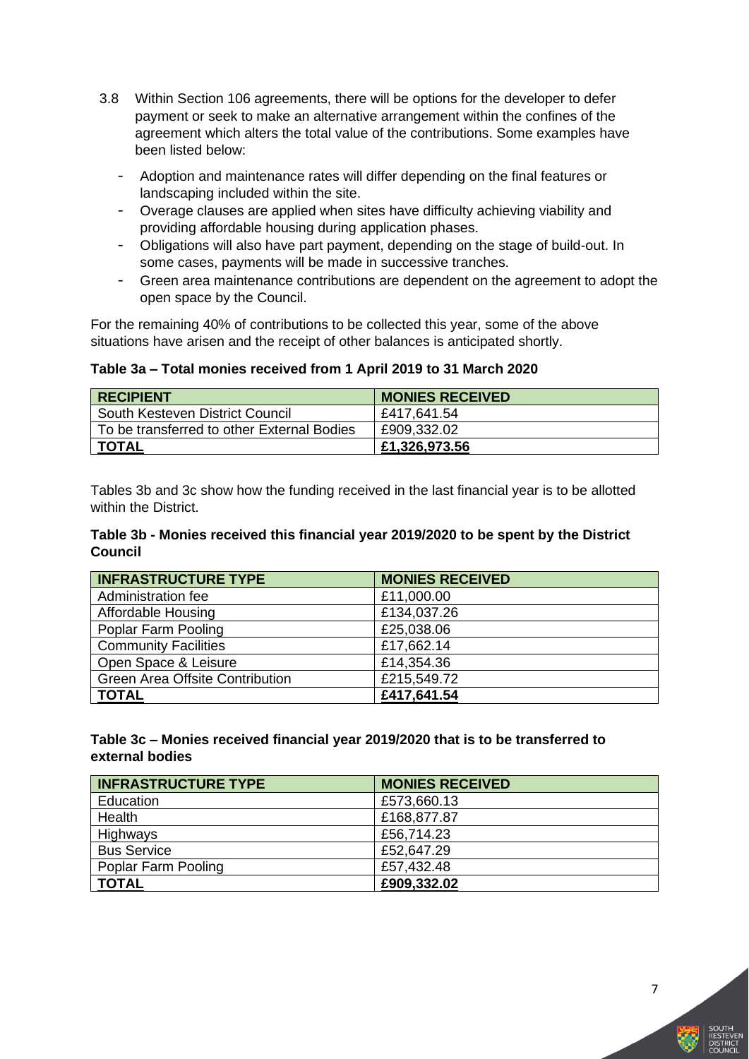3.8 Within Section 106 agreements, there will be options for the developer to defer payment or seek to make an alternative arrangement within the confines of the agreement which alters the total value of the contributions. Some examples have been listed below:

- Adoption and maintenance rates will differ depending on the final features or landscaping included within the site.
- Overage clauses are applied when sites have difficulty achieving viability and providing affordable housing during application phases.
- Obligations will also have part payment, depending on the stage of build-out. In some cases, payments will be made in successive tranches.
- Green area maintenance contributions are dependent on the agreement to adopt the open space by the Council.

For the remaining 40% of contributions to be collected this year, some of the above situations have arisen and the receipt of other balances is anticipated shortly.

**Table 3a – Total monies received from 1 April 2019 to 31 March 2020**

| RECIPIENT | MONIES RECEIVED |
|---|---|
| South Kesteven District Council | £417,641.54 |
| To be transferred to other External Bodies | £909,332.02 |
| **TOTAL** | **£1,326,973.56** |

Tables 3b and 3c show how the funding received in the last financial year is to be allotted within the District.

**Table 3b - Monies received this financial year 2019/2020 to be spent by the District Council**

| INFRASTRUCTURE TYPE | MONIES RECEIVED |
|---|---|
| Administration fee | £11,000.00 |
| Affordable Housing | £134,037.26 |
| Poplar Farm Pooling | £25,038.06 |
| Community Facilities | £17,662.14 |
| Open Space & Leisure | £14,354.36 |
| Green Area Offsite Contribution | £215,549.72 |
| **TOTAL** | **£417,641.54** |

**Table 3c – Monies received financial year 2019/2020 that is to be transferred to external bodies**

| INFRASTRUCTURE TYPE | MONIES RECEIVED |
|---|---|
| Education | £573,660.13 |
| Health | £168,877.87 |
| Highways | £56,714.23 |
| Bus Service | £52,647.29 |
| Poplar Farm Pooling | £57,432.48 |
| **TOTAL** | **£909,332.02** |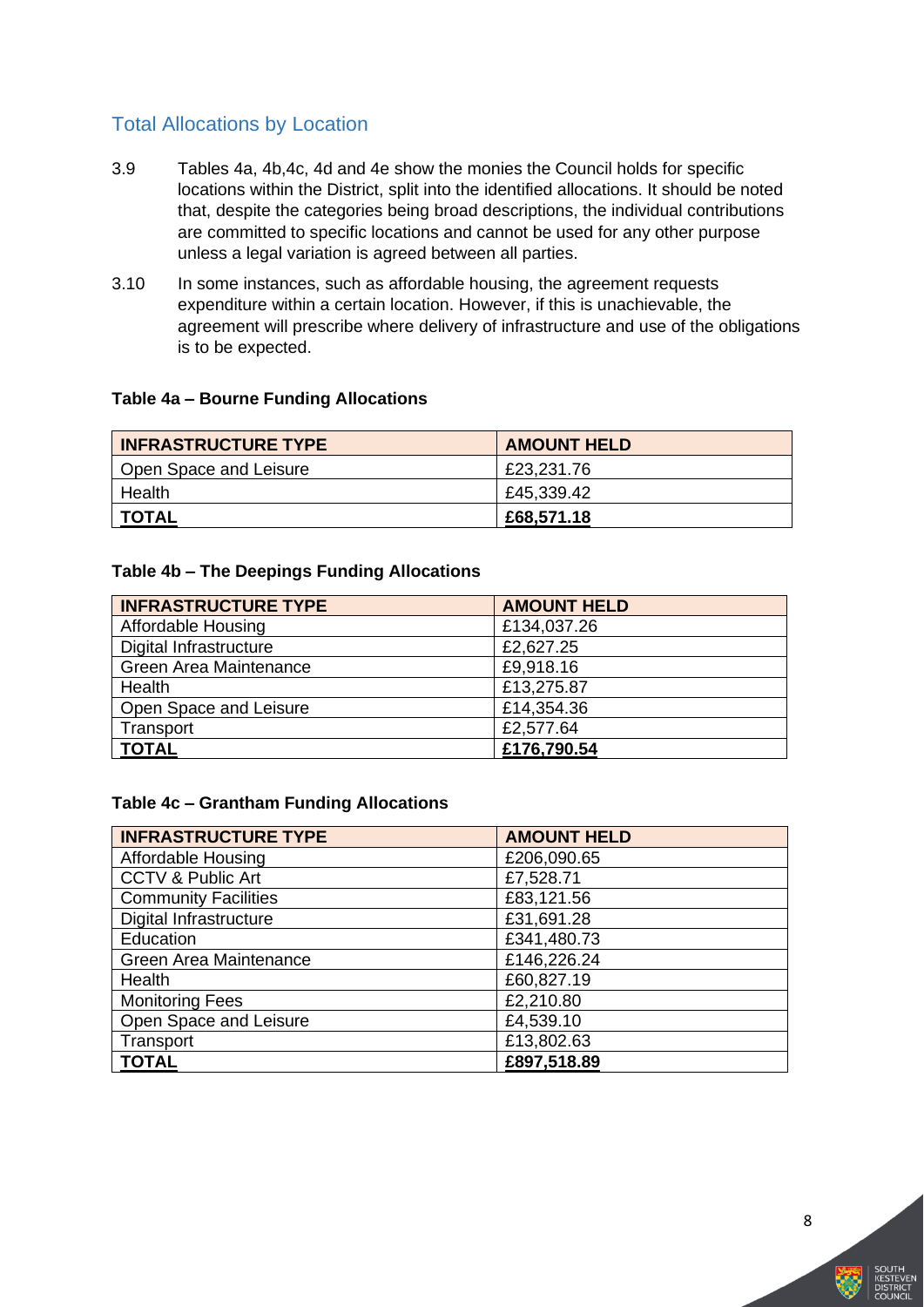## Total Allocations by Location

3.9 Tables 4a, 4b,4c, 4d and 4e show the monies the Council holds for specific locations within the District, split into the identified allocations. It should be noted that, despite the categories being broad descriptions, the individual contributions are committed to specific locations and cannot be used for any other purpose unless a legal variation is agreed between all parties.

3.10 In some instances, such as affordable housing, the agreement requests expenditure within a certain location. However, if this is unachievable, the agreement will prescribe where delivery of infrastructure and use of the obligations is to be expected.

**Table 4a – Bourne Funding Allocations**

| INFRASTRUCTURE TYPE | AMOUNT HELD |
|---|---|
| Open Space and Leisure | £23,231.76 |
| Health | £45,339.42 |
| **TOTAL** | **£68,571.18** |

**Table 4b – The Deepings Funding Allocations**

| INFRASTRUCTURE TYPE | AMOUNT HELD |
|---|---|
| Affordable Housing | £134,037.26 |
| Digital Infrastructure | £2,627.25 |
| Green Area Maintenance | £9,918.16 |
| Health | £13,275.87 |
| Open Space and Leisure | £14,354.36 |
| Transport | £2,577.64 |
| **TOTAL** | **£176,790.54** |

**Table 4c – Grantham Funding Allocations**

| INFRASTRUCTURE TYPE | AMOUNT HELD |
|---|---|
| Affordable Housing | £206,090.65 |
| CCTV & Public Art | £7,528.71 |
| Community Facilities | £83,121.56 |
| Digital Infrastructure | £31,691.28 |
| Education | £341,480.73 |
| Green Area Maintenance | £146,226.24 |
| Health | £60,827.19 |
| Monitoring Fees | £2,210.80 |
| Open Space and Leisure | £4,539.10 |
| Transport | £13,802.63 |
| **TOTAL** | **£897,518.89** |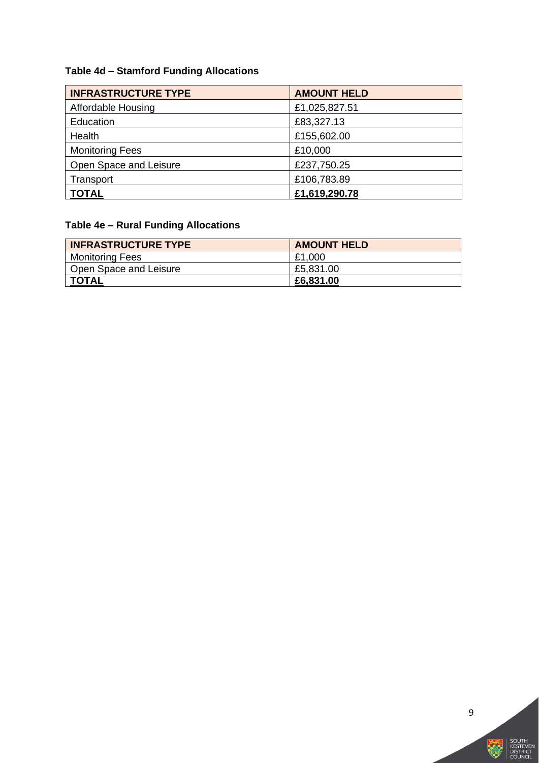**Table 4d – Stamford Funding Allocations**

| INFRASTRUCTURE TYPE | AMOUNT HELD |
|---|---|
| Affordable Housing | £1,025,827.51 |
| Education | £83,327.13 |
| Health | £155,602.00 |
| Monitoring Fees | £10,000 |
| Open Space and Leisure | £237,750.25 |
| Transport | £106,783.89 |
| **TOTAL** | **£1,619,290.78** |

**Table 4e – Rural Funding Allocations**

| INFRASTRUCTURE TYPE | AMOUNT HELD |
|---|---|
| Monitoring Fees | £1,000 |
| Open Space and Leisure | £5,831.00 |
| **TOTAL** | **£6,831.00** |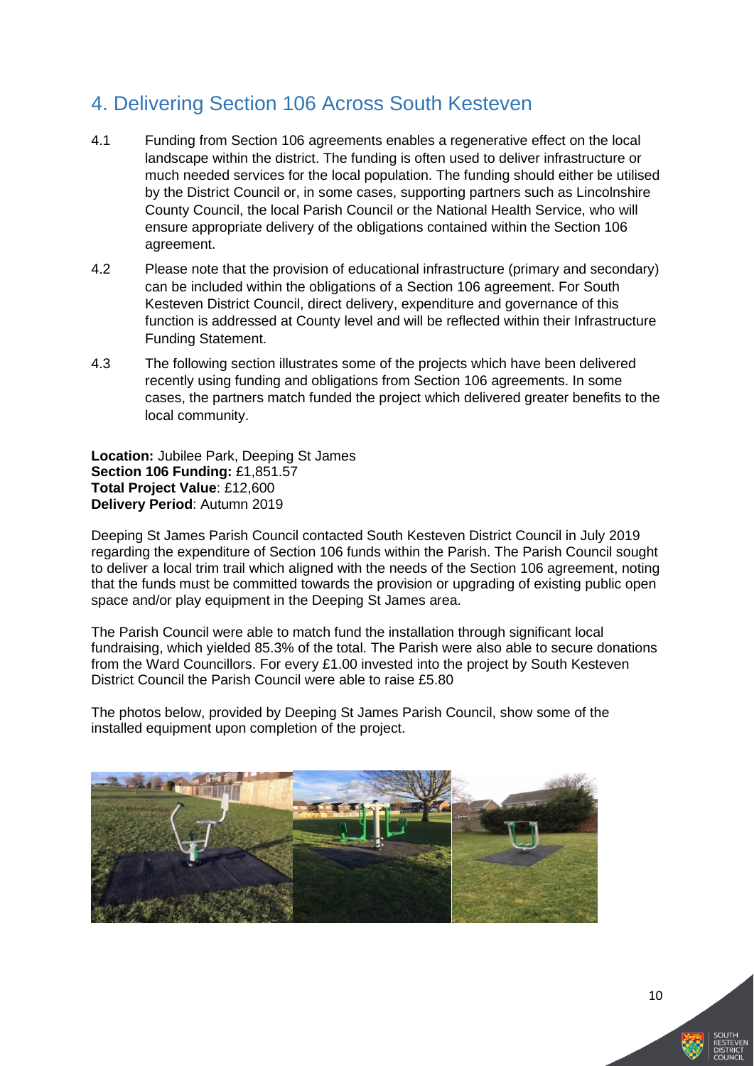## 4. Delivering Section 106 Across South Kesteven

4.1 Funding from Section 106 agreements enables a regenerative effect on the local landscape within the district. The funding is often used to deliver infrastructure or much needed services for the local population. The funding should either be utilised by the District Council or, in some cases, supporting partners such as Lincolnshire County Council, the local Parish Council or the National Health Service, who will ensure appropriate delivery of the obligations contained within the Section 106 agreement.

4.2 Please note that the provision of educational infrastructure (primary and secondary) can be included within the obligations of a Section 106 agreement. For South Kesteven District Council, direct delivery, expenditure and governance of this function is addressed at County level and will be reflected within their Infrastructure Funding Statement.

4.3 The following section illustrates some of the projects which have been delivered recently using funding and obligations from Section 106 agreements. In some cases, the partners match funded the project which delivered greater benefits to the local community.

**Location:** Jubilee Park, Deeping St James
**Section 106 Funding:** £1,851.57
**Total Project Value**: £12,600
**Delivery Period**: Autumn 2019

Deeping St James Parish Council contacted South Kesteven District Council in July 2019 regarding the expenditure of Section 106 funds within the Parish. The Parish Council sought to deliver a local trim trail which aligned with the needs of the Section 106 agreement, noting that the funds must be committed towards the provision or upgrading of existing public open space and/or play equipment in the Deeping St James area.

The Parish Council were able to match fund the installation through significant local fundraising, which yielded 85.3% of the total. The Parish were also able to secure donations from the Ward Councillors. For every £1.00 invested into the project by South Kesteven District Council the Parish Council were able to raise £5.80

The photos below, provided by Deeping St James Parish Council, show some of the installed equipment upon completion of the project.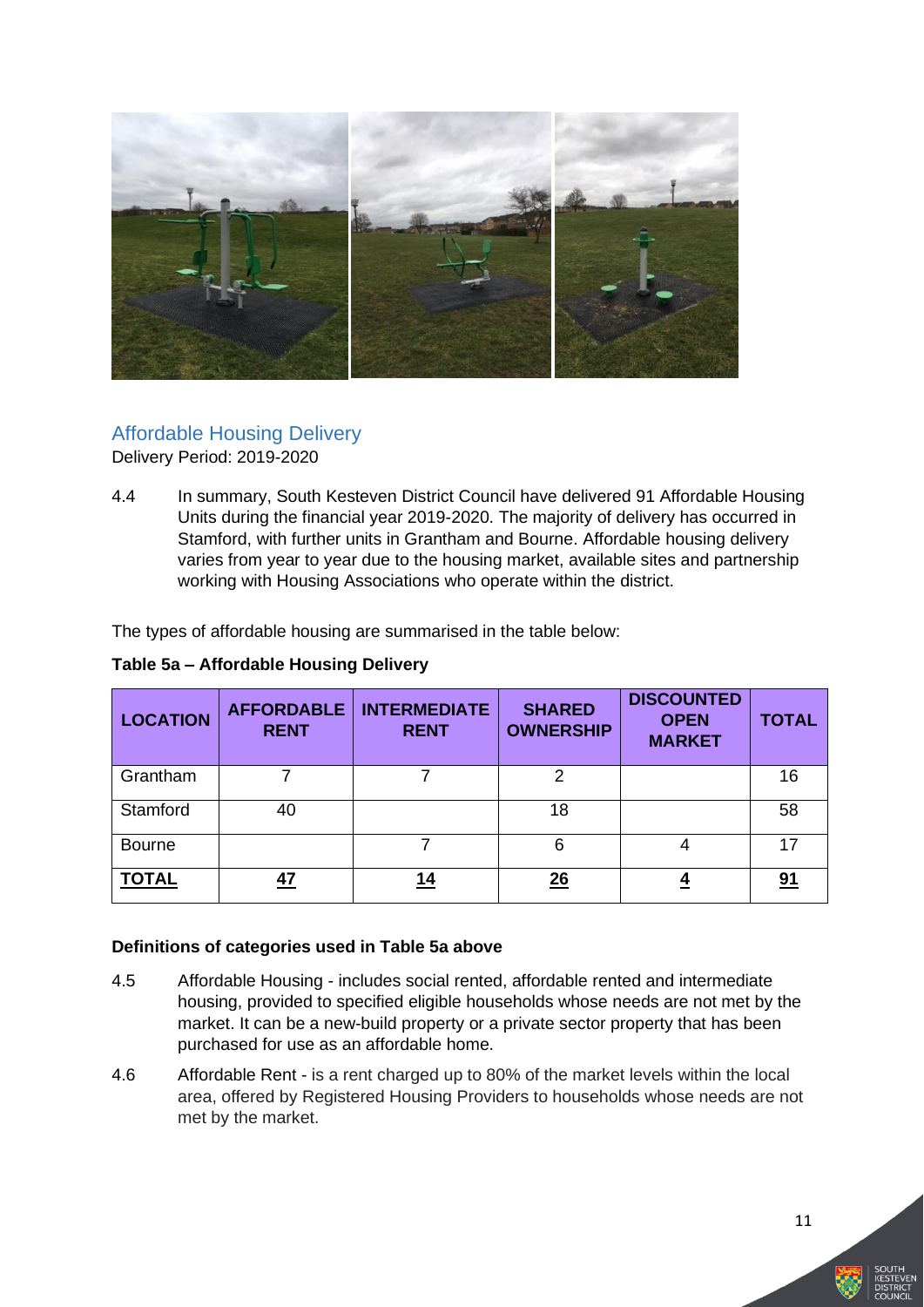## Affordable Housing Delivery

Delivery Period: 2019-2020

4.4 In summary, South Kesteven District Council have delivered 91 Affordable Housing Units during the financial year 2019-2020. The majority of delivery has occurred in Stamford, with further units in Grantham and Bourne. Affordable housing delivery varies from year to year due to the housing market, available sites and partnership working with Housing Associations who operate within the district.

The types of affordable housing are summarised in the table below:

**Table 5a – Affordable Housing Delivery**

| LOCATION | AFFORDABLE RENT | INTERMEDIATE RENT | SHARED OWNERSHIP | DISCOUNTED OPEN MARKET | TOTAL |
|---|---|---|---|---|---|
| Grantham | 7 | 7 | 2 | | 16 |
| Stamford | 40 | | 18 | | 58 |
| Bourne | | 7 | 6 | 4 | 17 |
| **TOTAL** | **47** | **14** | **26** | **4** | **91** |

**Definitions of categories used in Table 5a above**

4.5 Affordable Housing - includes social rented, affordable rented and intermediate housing, provided to specified eligible households whose needs are not met by the market. It can be a new-build property or a private sector property that has been purchased for use as an affordable home.

4.6 Affordable Rent - is a rent charged up to 80% of the market levels within the local area, offered by Registered Housing Providers to households whose needs are not met by the market.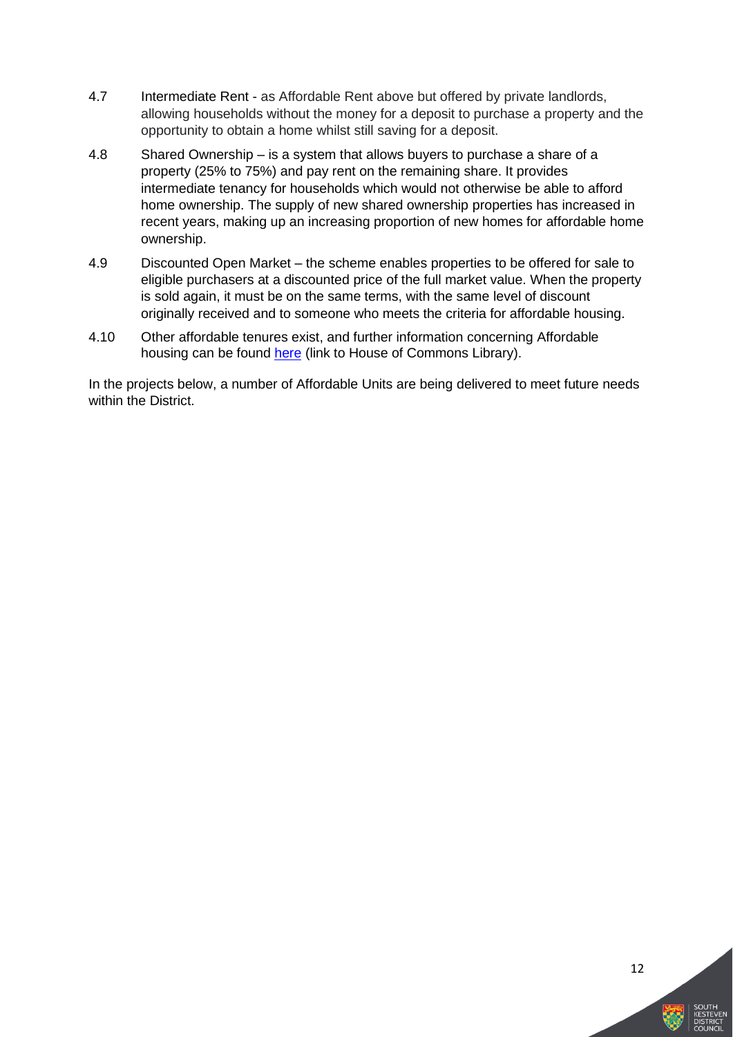4.7 Intermediate Rent - as Affordable Rent above but offered by private landlords, allowing households without the money for a deposit to purchase a property and the opportunity to obtain a home whilst still saving for a deposit.

4.8 Shared Ownership – is a system that allows buyers to purchase a share of a property (25% to 75%) and pay rent on the remaining share. It provides intermediate tenancy for households which would not otherwise be able to afford home ownership. The supply of new shared ownership properties has increased in recent years, making up an increasing proportion of new homes for affordable home ownership.

4.9 Discounted Open Market – the scheme enables properties to be offered for sale to eligible purchasers at a discounted price of the full market value. When the property is sold again, it must be on the same terms, with the same level of discount originally received and to someone who meets the criteria for affordable housing.

4.10 Other affordable tenures exist, and further information concerning Affordable housing can be found here (link to House of Commons Library).

In the projects below, a number of Affordable Units are being delivered to meet future needs within the District.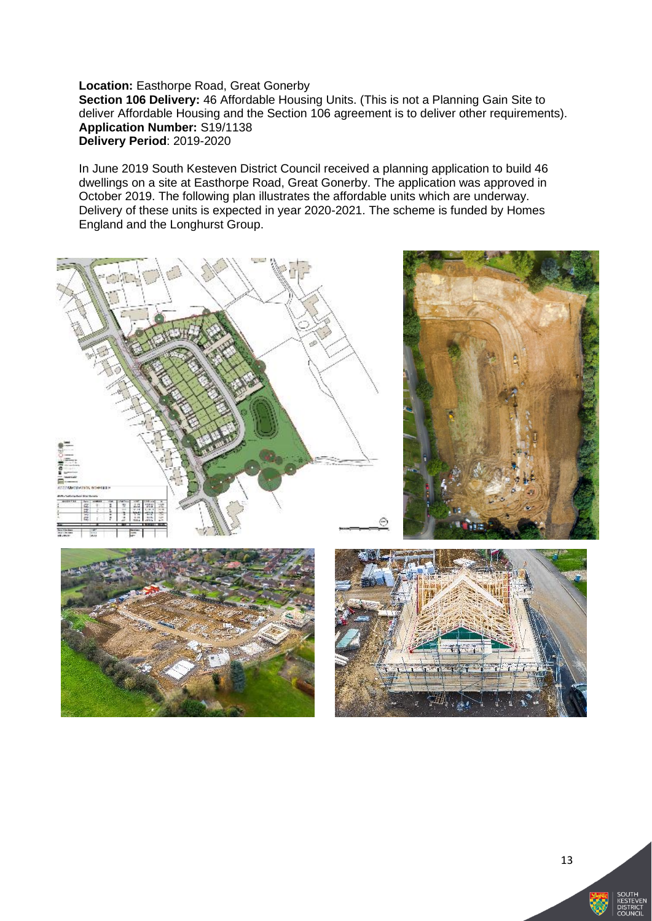**Location:** Easthorpe Road, Great Gonerby
**Section 106 Delivery:** 46 Affordable Housing Units. (This is not a Planning Gain Site to deliver Affordable Housing and the Section 106 agreement is to deliver other requirements).
**Application Number:** S19/1138
**Delivery Period**: 2019-2020

In June 2019 South Kesteven District Council received a planning application to build 46 dwellings on a site at Easthorpe Road, Great Gonerby. The application was approved in October 2019. The following plan illustrates the affordable units which are underway. Delivery of these units is expected in year 2020-2021. The scheme is funded by Homes England and the Longhurst Group.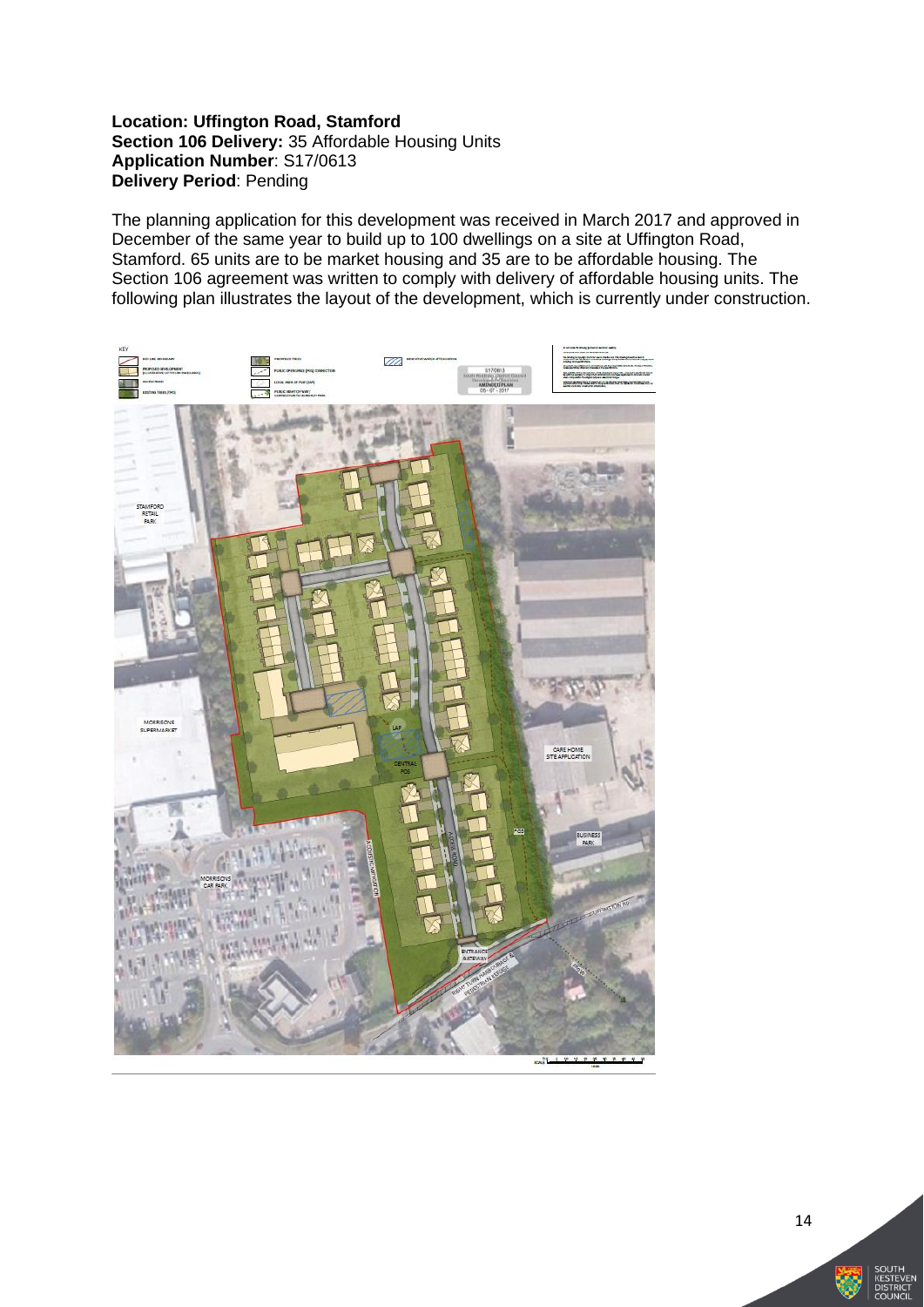**Location: Uffington Road, Stamford**
**Section 106 Delivery:** 35 Affordable Housing Units
**Application Number**: S17/0613
**Delivery Period**: Pending

The planning application for this development was received in March 2017 and approved in December of the same year to build up to 100 dwellings on a site at Uffington Road, Stamford. 65 units are to be market housing and 35 are to be affordable housing. The Section 106 agreement was written to comply with delivery of affordable housing units. The following plan illustrates the layout of the development, which is currently under construction.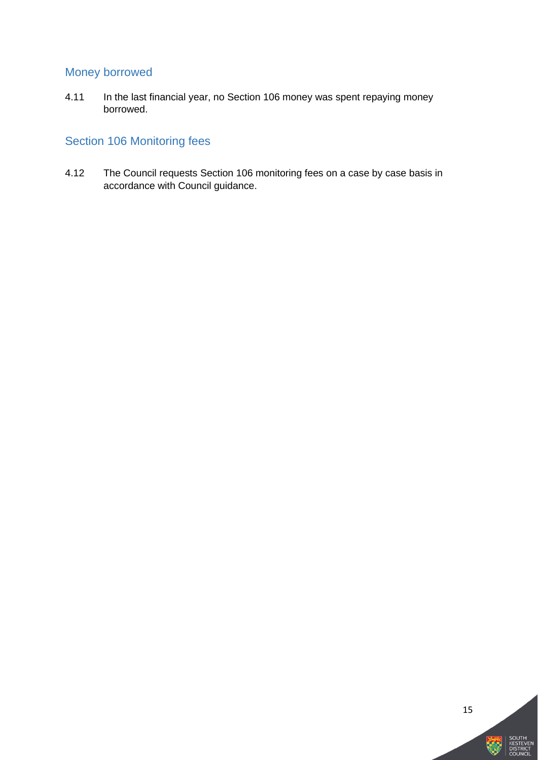## Money borrowed

4.11 In the last financial year, no Section 106 money was spent repaying money borrowed.

## Section 106 Monitoring fees

4.12 The Council requests Section 106 monitoring fees on a case by case basis in accordance with Council guidance.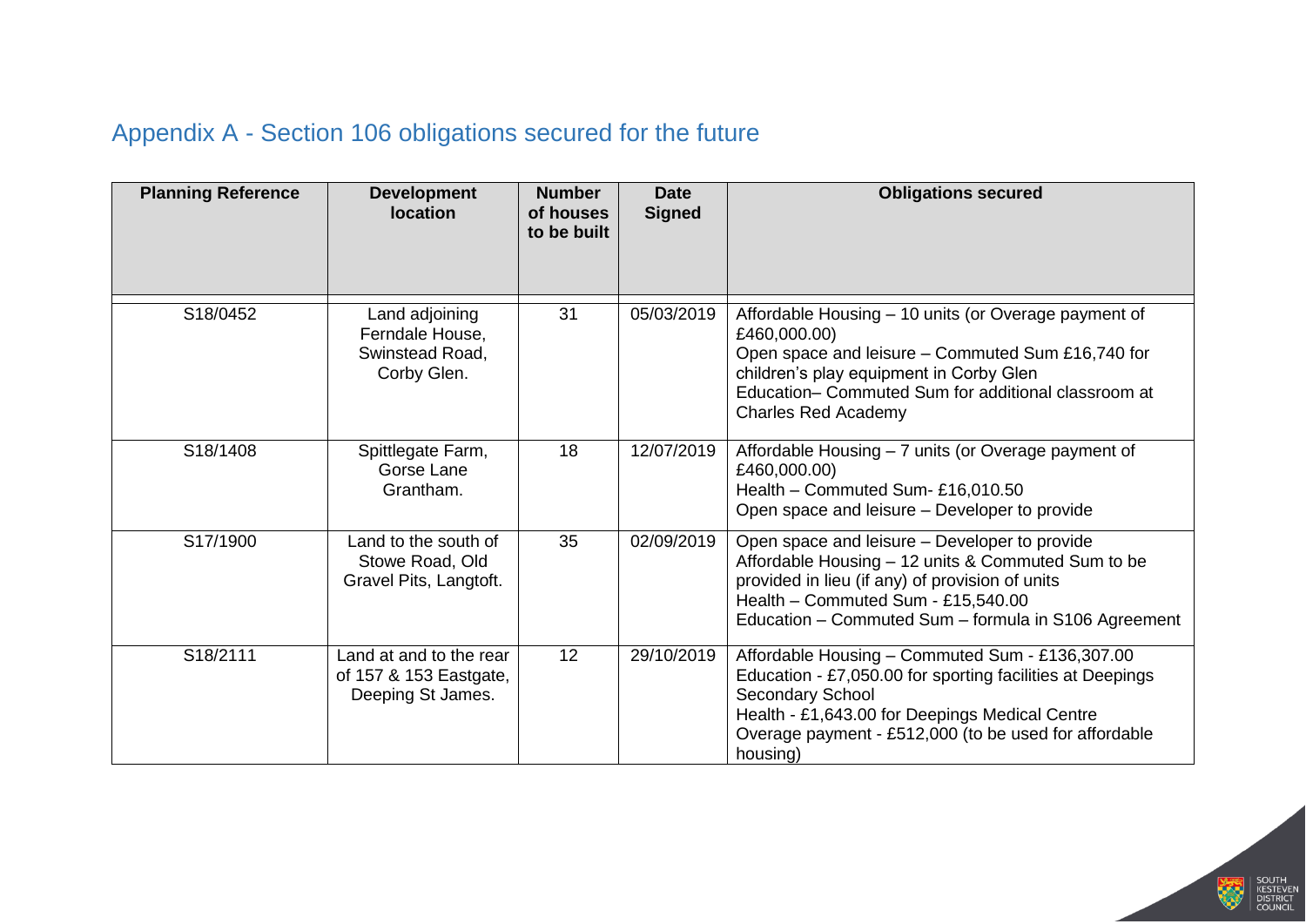## Appendix A - Section 106 obligations secured for the future

| Planning Reference | Development location | Number of houses to be built | Date Signed | Obligations secured |
|---|---|---|---|---|
| S18/0452 | Land adjoining Ferndale House, Swinstead Road, Corby Glen. | 31 | 05/03/2019 | Affordable Housing – 10 units (or Overage payment of £460,000.00)<br>Open space and leisure – Commuted Sum £16,740 for children's play equipment in Corby Glen<br>Education– Commuted Sum for additional classroom at Charles Red Academy |
| S18/1408 | Spittlegate Farm, Gorse Lane Grantham. | 18 | 12/07/2019 | Affordable Housing – 7 units (or Overage payment of £460,000.00)<br>Health – Commuted Sum- £16,010.50<br>Open space and leisure – Developer to provide |
| S17/1900 | Land to the south of Stowe Road, Old Gravel Pits, Langtoft. | 35 | 02/09/2019 | Open space and leisure – Developer to provide<br>Affordable Housing – 12 units & Commuted Sum to be provided in lieu (if any) of provision of units<br>Health – Commuted Sum - £15,540.00<br>Education – Commuted Sum – formula in S106 Agreement |
| S18/2111 | Land at and to the rear of 157 & 153 Eastgate, Deeping St James. | 12 | 29/10/2019 | Affordable Housing – Commuted Sum - £136,307.00<br>Education - £7,050.00 for sporting facilities at Deepings Secondary School<br>Health - £1,643.00 for Deepings Medical Centre<br>Overage payment - £512,000 (to be used for affordable housing) |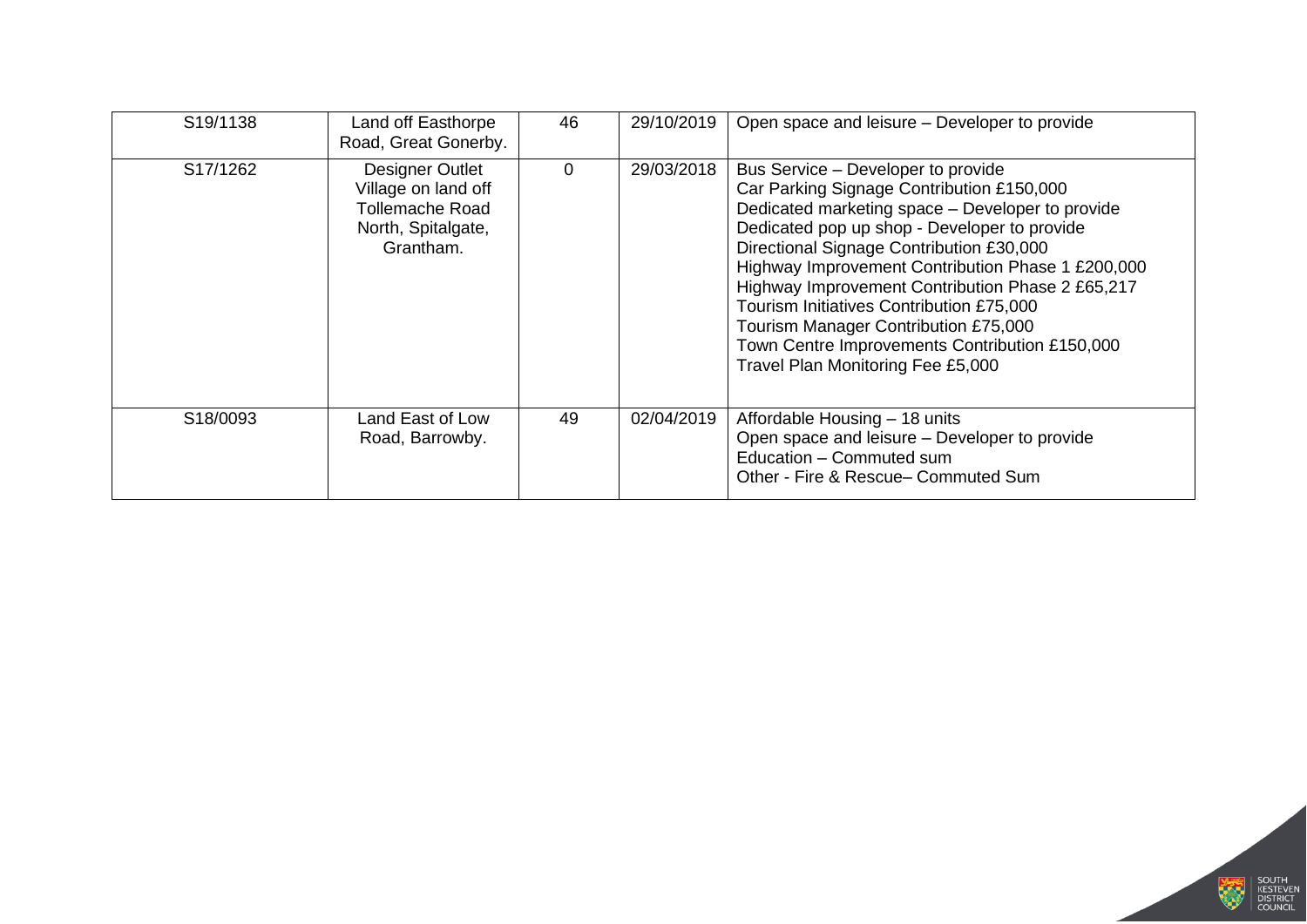| S19/1138 | Land off Easthorpe Road, Great Gonerby. | 46 | 29/10/2019 | Open space and leisure – Developer to provide |
|---|---|---|---|---|
| S17/1262 | Designer Outlet Village on land off Tollemache Road North, Spitalgate, Grantham. | 0 | 29/03/2018 | Bus Service – Developer to provide<br>Car Parking Signage Contribution £150,000<br>Dedicated marketing space – Developer to provide<br>Dedicated pop up shop - Developer to provide<br>Directional Signage Contribution £30,000<br>Highway Improvement Contribution Phase 1 £200,000<br>Highway Improvement Contribution Phase 2 £65,217<br>Tourism Initiatives Contribution £75,000<br>Tourism Manager Contribution £75,000<br>Town Centre Improvements Contribution £150,000<br>Travel Plan Monitoring Fee £5,000 |
| S18/0093 | Land East of Low Road, Barrowby. | 49 | 02/04/2019 | Affordable Housing – 18 units<br>Open space and leisure – Developer to provide<br>Education – Commuted sum<br>Other - Fire & Rescue– Commuted Sum |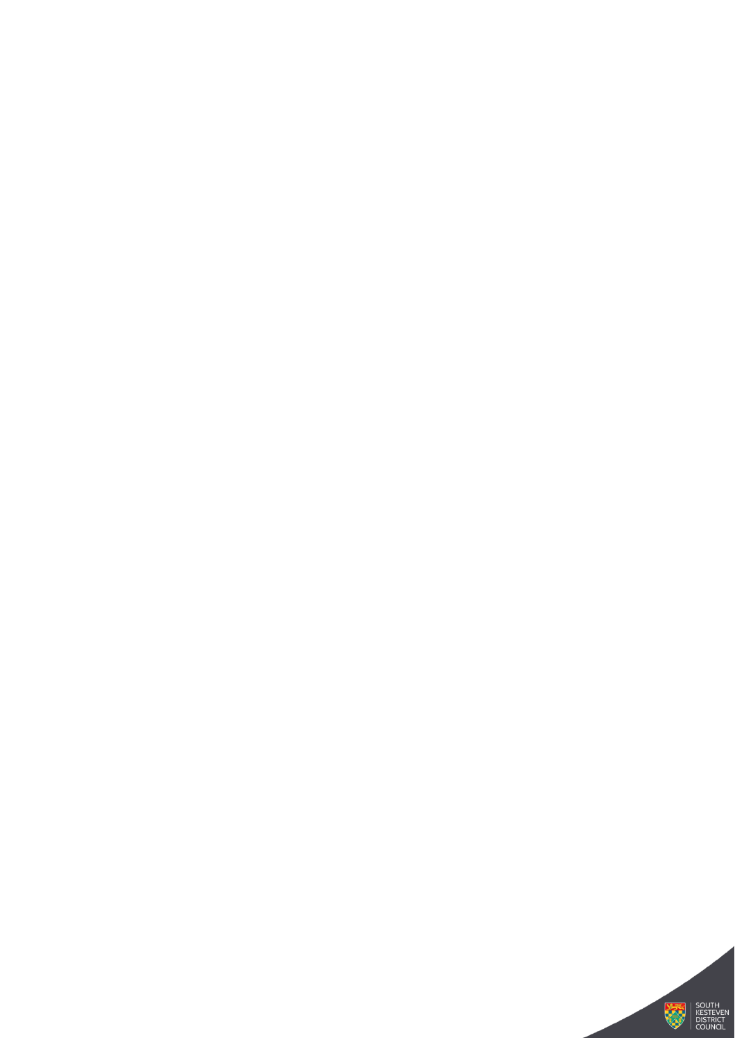SOUTH KESTEVEN DISTRICT COUNCIL